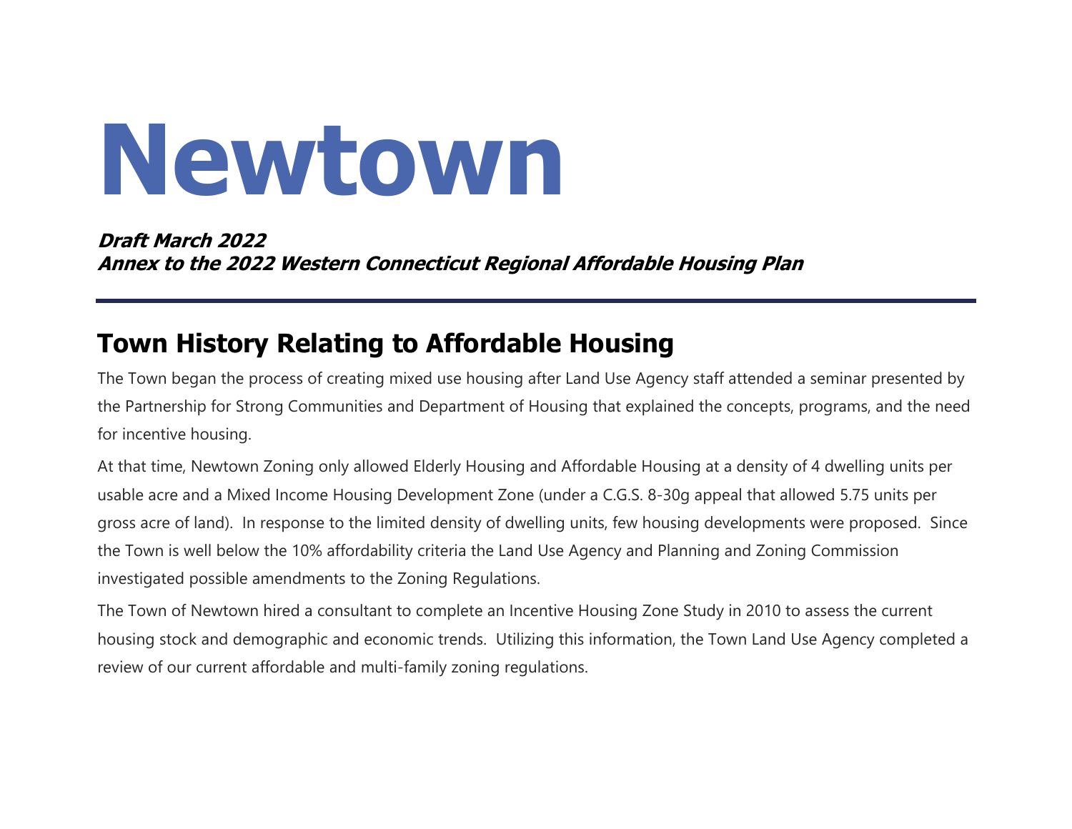# Newtown

***Draft March 2022***
***Annex to the 2022 Western Connecticut Regional Affordable Housing Plan***

---

## Town History Relating to Affordable Housing

The Town began the process of creating mixed use housing after Land Use Agency staff attended a seminar presented by the Partnership for Strong Communities and Department of Housing that explained the concepts, programs, and the need for incentive housing.

At that time, Newtown Zoning only allowed Elderly Housing and Affordable Housing at a density of 4 dwelling units per usable acre and a Mixed Income Housing Development Zone (under a C.G.S. 8-30g appeal that allowed 5.75 units per gross acre of land). In response to the limited density of dwelling units, few housing developments were proposed. Since the Town is well below the 10% affordability criteria the Land Use Agency and Planning and Zoning Commission investigated possible amendments to the Zoning Regulations.

The Town of Newtown hired a consultant to complete an Incentive Housing Zone Study in 2010 to assess the current housing stock and demographic and economic trends. Utilizing this information, the Town Land Use Agency completed a review of our current affordable and multi-family zoning regulations.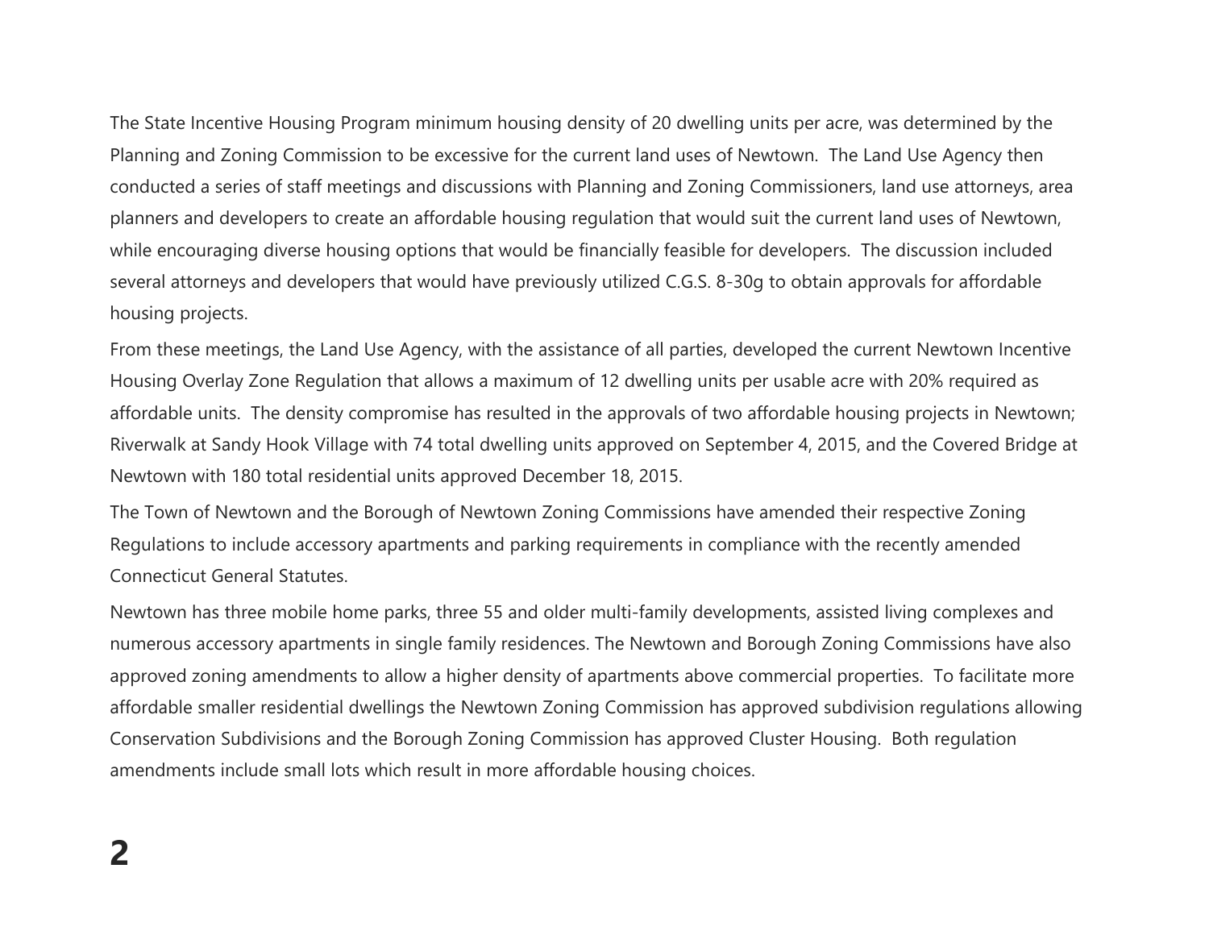The State Incentive Housing Program minimum housing density of 20 dwelling units per acre, was determined by the Planning and Zoning Commission to be excessive for the current land uses of Newtown. The Land Use Agency then conducted a series of staff meetings and discussions with Planning and Zoning Commissioners, land use attorneys, area planners and developers to create an affordable housing regulation that would suit the current land uses of Newtown, while encouraging diverse housing options that would be financially feasible for developers. The discussion included several attorneys and developers that would have previously utilized C.G.S. 8-30g to obtain approvals for affordable housing projects.

From these meetings, the Land Use Agency, with the assistance of all parties, developed the current Newtown Incentive Housing Overlay Zone Regulation that allows a maximum of 12 dwelling units per usable acre with 20% required as affordable units. The density compromise has resulted in the approvals of two affordable housing projects in Newtown; Riverwalk at Sandy Hook Village with 74 total dwelling units approved on September 4, 2015, and the Covered Bridge at Newtown with 180 total residential units approved December 18, 2015.

The Town of Newtown and the Borough of Newtown Zoning Commissions have amended their respective Zoning Regulations to include accessory apartments and parking requirements in compliance with the recently amended Connecticut General Statutes.

Newtown has three mobile home parks, three 55 and older multi-family developments, assisted living complexes and numerous accessory apartments in single family residences. The Newtown and Borough Zoning Commissions have also approved zoning amendments to allow a higher density of apartments above commercial properties. To facilitate more affordable smaller residential dwellings the Newtown Zoning Commission has approved subdivision regulations allowing Conservation Subdivisions and the Borough Zoning Commission has approved Cluster Housing. Both regulation amendments include small lots which result in more affordable housing choices.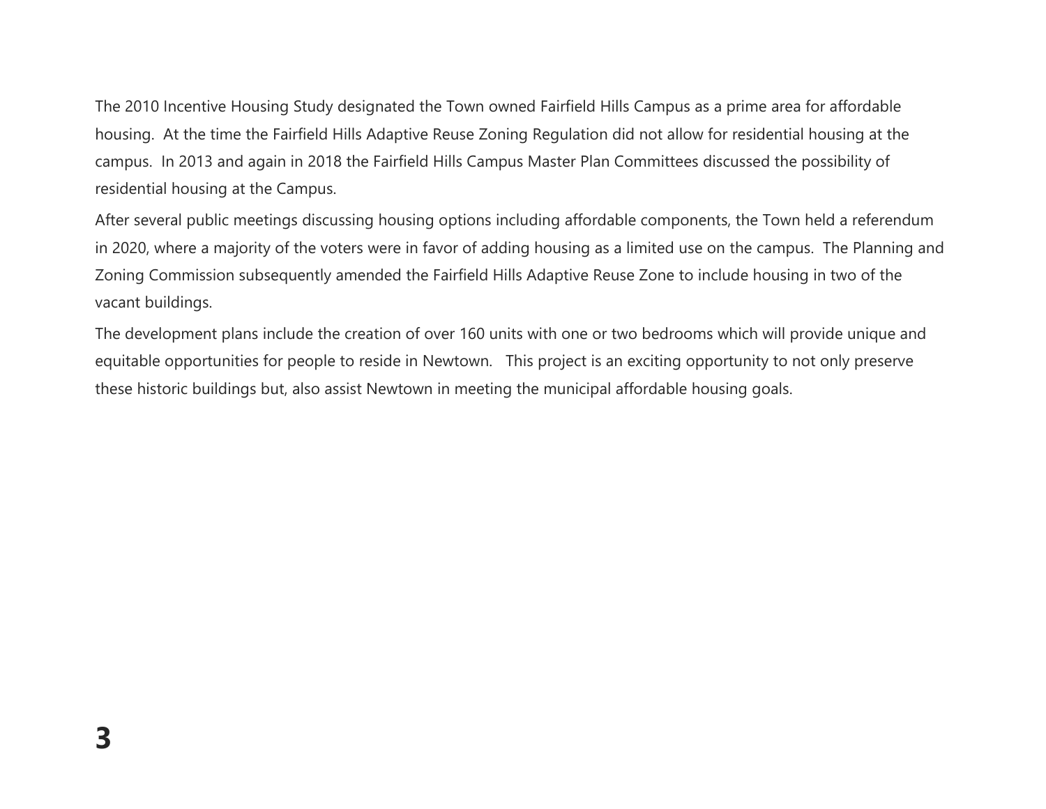The 2010 Incentive Housing Study designated the Town owned Fairfield Hills Campus as a prime area for affordable housing. At the time the Fairfield Hills Adaptive Reuse Zoning Regulation did not allow for residential housing at the campus. In 2013 and again in 2018 the Fairfield Hills Campus Master Plan Committees discussed the possibility of residential housing at the Campus.

After several public meetings discussing housing options including affordable components, the Town held a referendum in 2020, where a majority of the voters were in favor of adding housing as a limited use on the campus. The Planning and Zoning Commission subsequently amended the Fairfield Hills Adaptive Reuse Zone to include housing in two of the vacant buildings.

The development plans include the creation of over 160 units with one or two bedrooms which will provide unique and equitable opportunities for people to reside in Newtown. This project is an exciting opportunity to not only preserve these historic buildings but, also assist Newtown in meeting the municipal affordable housing goals.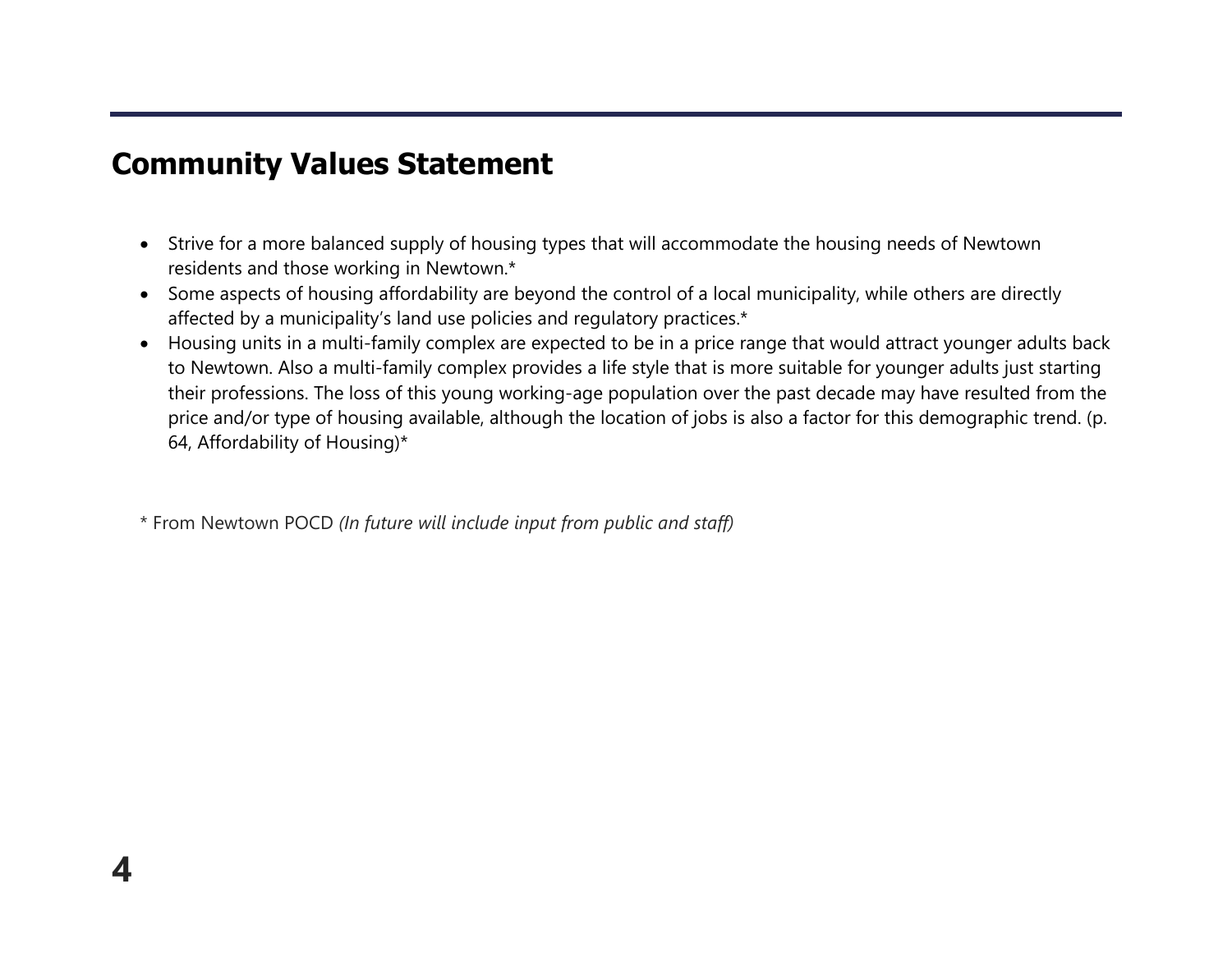## Community Values Statement

- Strive for a more balanced supply of housing types that will accommodate the housing needs of Newtown residents and those working in Newtown.*
- Some aspects of housing affordability are beyond the control of a local municipality, while others are directly affected by a municipality's land use policies and regulatory practices.*
- Housing units in a multi-family complex are expected to be in a price range that would attract younger adults back to Newtown. Also a multi-family complex provides a life style that is more suitable for younger adults just starting their professions. The loss of this young working-age population over the past decade may have resulted from the price and/or type of housing available, although the location of jobs is also a factor for this demographic trend. (p. 64, Affordability of Housing)*

* From Newtown POCD *(In future will include input from public and staff)*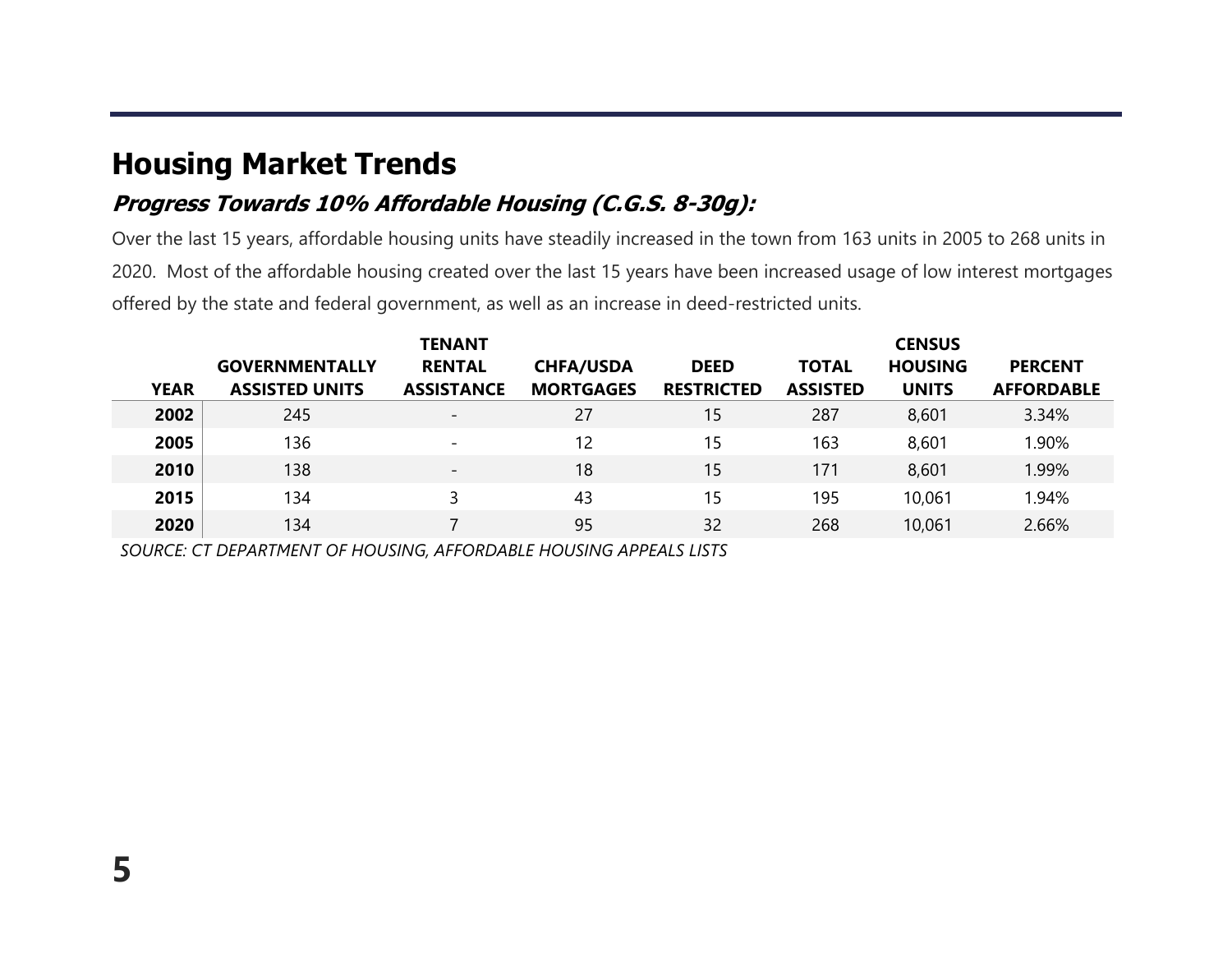## Housing Market Trends

### *Progress Towards 10% Affordable Housing (C.G.S. 8-30g):*

Over the last 15 years, affordable housing units have steadily increased in the town from 163 units in 2005 to 268 units in 2020. Most of the affordable housing created over the last 15 years have been increased usage of low interest mortgages offered by the state and federal government, as well as an increase in deed-restricted units.

| YEAR | GOVERNMENTALLY ASSISTED UNITS | TENANT RENTAL ASSISTANCE | CHFA/USDA MORTGAGES | DEED RESTRICTED | TOTAL ASSISTED | CENSUS HOUSING UNITS | PERCENT AFFORDABLE |
|---|---|---|---|---|---|---|---|
| **2002** | 245 | - | 27 | 15 | 287 | 8,601 | 3.34% |
| **2005** | 136 | - | 12 | 15 | 163 | 8,601 | 1.90% |
| **2010** | 138 | - | 18 | 15 | 171 | 8,601 | 1.99% |
| **2015** | 134 | 3 | 43 | 15 | 195 | 10,061 | 1.94% |
| **2020** | 134 | 7 | 95 | 32 | 268 | 10,061 | 2.66% |

*SOURCE: CT DEPARTMENT OF HOUSING, AFFORDABLE HOUSING APPEALS LISTS*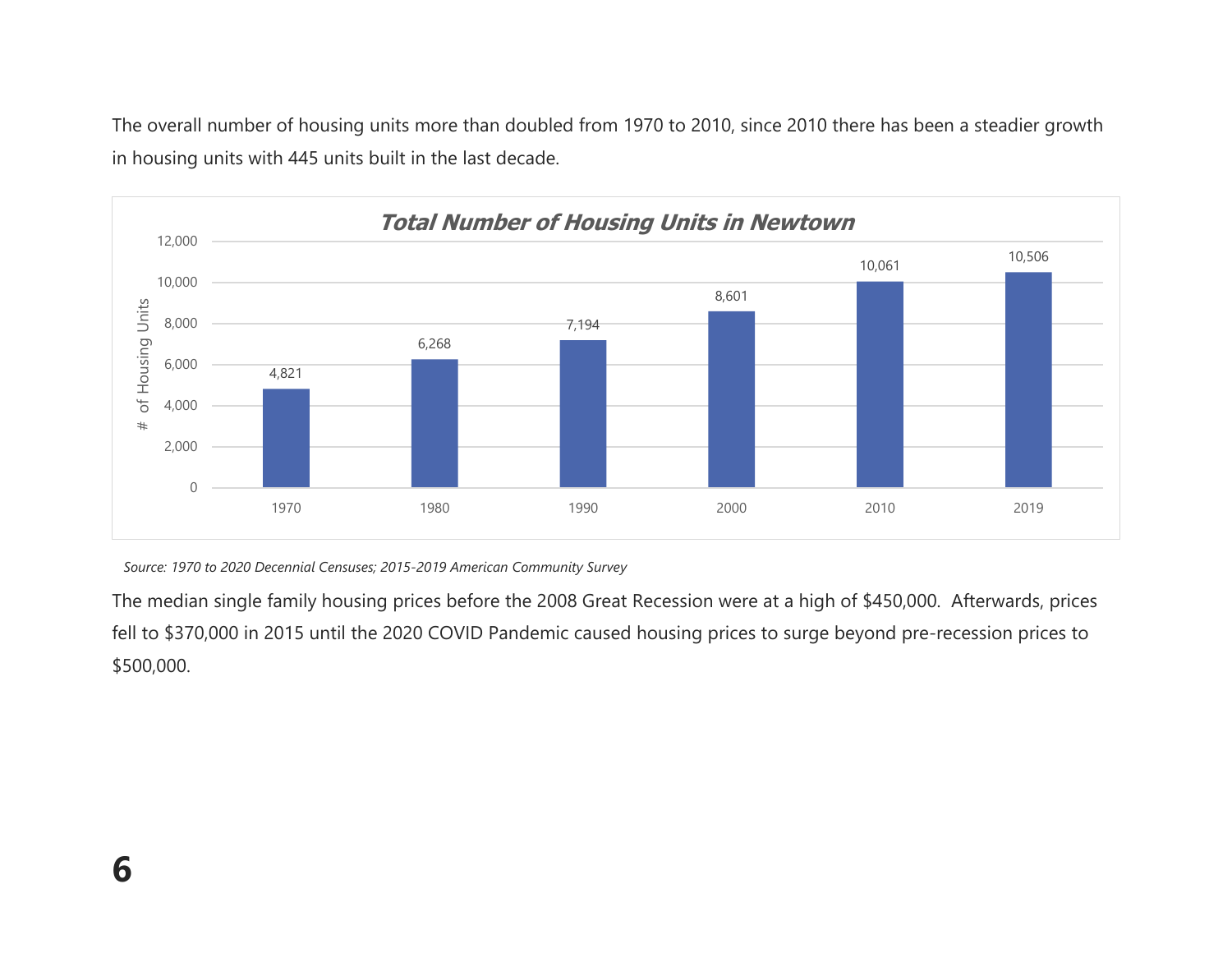The overall number of housing units more than doubled from 1970 to 2010, since 2010 there has been a steadier growth in housing units with 445 units built in the last decade.

**Total Number of Housing Units in Newtown**

| Year | # of Housing Units |
| --- | --- |
| 1970 | 4,821 |
| 1980 | 6,268 |
| 1990 | 7,194 |
| 2000 | 8,601 |
| 2010 | 10,061 |
| 2019 | 10,506 |

*Source: 1970 to 2020 Decennial Censuses; 2015-2019 American Community Survey*

The median single family housing prices before the 2008 Great Recession were at a high of $450,000. Afterwards, prices fell to $370,000 in 2015 until the 2020 COVID Pandemic caused housing prices to surge beyond pre-recession prices to $500,000.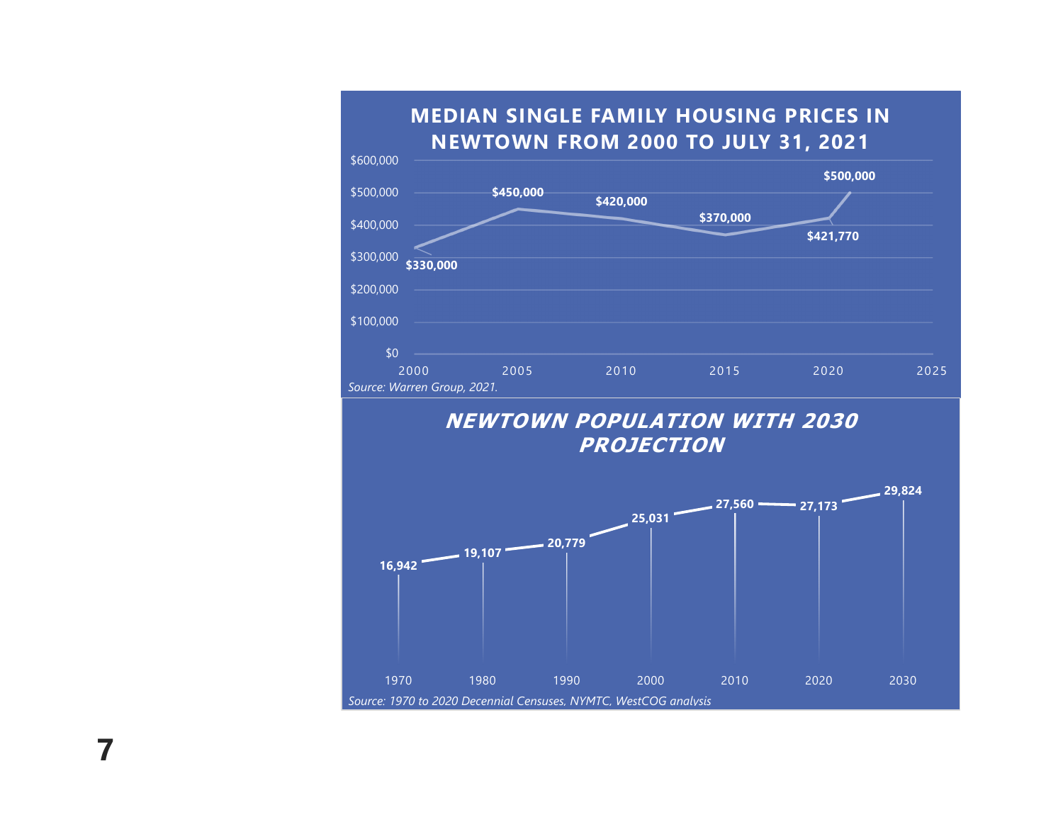## MEDIAN SINGLE FAMILY HOUSING PRICES IN NEWTOWN FROM 2000 TO JULY 31, 2021

| Year | Median Price |
|---|---|
| 2000 | $330,000 |
| 2005 | $450,000 |
| 2010 | $420,000 |
| 2015 | $370,000 |
| 2020 | $421,770 |
| 2021 | $500,000 |

*Source: Warren Group, 2021.*

## *NEWTOWN POPULATION WITH 2030 PROJECTION*

| Year | Population |
|---|---|
| 1970 | 16,942 |
| 1980 | 19,107 |
| 1990 | 20,779 |
| 2000 | 25,031 |
| 2010 | 27,560 |
| 2020 | 27,173 |
| 2030 | 29,824 |

*Source: 1970 to 2020 Decennial Censuses, NYMTC, WestCOG analysis*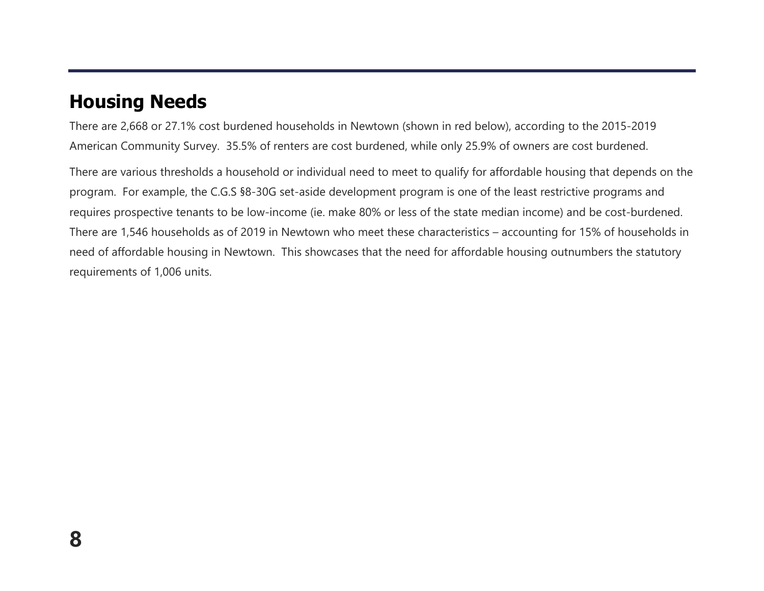## Housing Needs

There are 2,668 or 27.1% cost burdened households in Newtown (shown in red below), according to the 2015-2019 American Community Survey. 35.5% of renters are cost burdened, while only 25.9% of owners are cost burdened.

There are various thresholds a household or individual need to meet to qualify for affordable housing that depends on the program. For example, the C.G.S §8-30G set-aside development program is one of the least restrictive programs and requires prospective tenants to be low-income (ie. make 80% or less of the state median income) and be cost-burdened. There are 1,546 households as of 2019 in Newtown who meet these characteristics – accounting for 15% of households in need of affordable housing in Newtown. This showcases that the need for affordable housing outnumbers the statutory requirements of 1,006 units.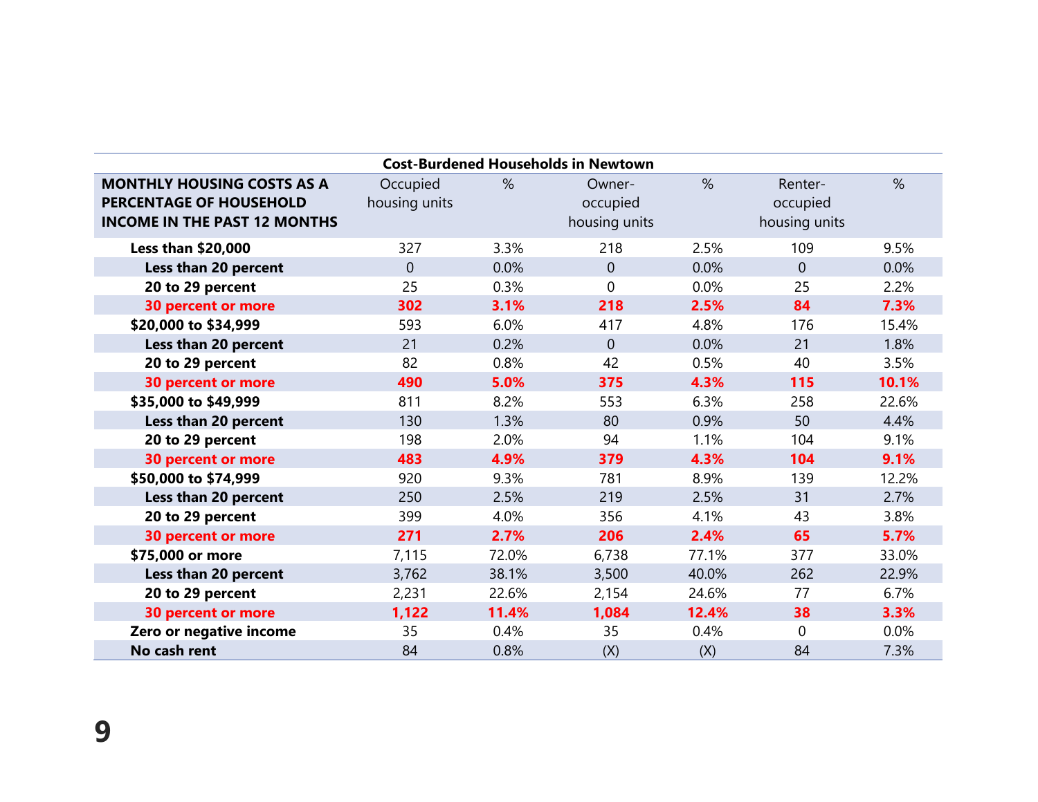**Cost-Burdened Households in Newtown**

| MONTHLY HOUSING COSTS AS A PERCENTAGE OF HOUSEHOLD INCOME IN THE PAST 12 MONTHS | Occupied housing units | % | Owner-occupied housing units | % | Renter-occupied housing units | % |
|---|---|---|---|---|---|---|
| **Less than $20,000** | 327 | 3.3% | 218 | 2.5% | 109 | 9.5% |
| **Less than 20 percent** | 0 | 0.0% | 0 | 0.0% | 0 | 0.0% |
| **20 to 29 percent** | 25 | 0.3% | 0 | 0.0% | 25 | 2.2% |
| **30 percent or more** | **302** | **3.1%** | **218** | **2.5%** | **84** | **7.3%** |
| **$20,000 to $34,999** | 593 | 6.0% | 417 | 4.8% | 176 | 15.4% |
| **Less than 20 percent** | 21 | 0.2% | 0 | 0.0% | 21 | 1.8% |
| **20 to 29 percent** | 82 | 0.8% | 42 | 0.5% | 40 | 3.5% |
| **30 percent or more** | **490** | **5.0%** | **375** | **4.3%** | **115** | **10.1%** |
| **$35,000 to $49,999** | 811 | 8.2% | 553 | 6.3% | 258 | 22.6% |
| **Less than 20 percent** | 130 | 1.3% | 80 | 0.9% | 50 | 4.4% |
| **20 to 29 percent** | 198 | 2.0% | 94 | 1.1% | 104 | 9.1% |
| **30 percent or more** | **483** | **4.9%** | **379** | **4.3%** | **104** | **9.1%** |
| **$50,000 to $74,999** | 920 | 9.3% | 781 | 8.9% | 139 | 12.2% |
| **Less than 20 percent** | 250 | 2.5% | 219 | 2.5% | 31 | 2.7% |
| **20 to 29 percent** | 399 | 4.0% | 356 | 4.1% | 43 | 3.8% |
| **30 percent or more** | **271** | **2.7%** | **206** | **2.4%** | **65** | **5.7%** |
| **$75,000 or more** | 7,115 | 72.0% | 6,738 | 77.1% | 377 | 33.0% |
| **Less than 20 percent** | 3,762 | 38.1% | 3,500 | 40.0% | 262 | 22.9% |
| **20 to 29 percent** | 2,231 | 22.6% | 2,154 | 24.6% | 77 | 6.7% |
| **30 percent or more** | **1,122** | **11.4%** | **1,084** | **12.4%** | **38** | **3.3%** |
| **Zero or negative income** | 35 | 0.4% | 35 | 0.4% | 0 | 0.0% |
| **No cash rent** | 84 | 0.8% | (X) | (X) | 84 | 7.3% |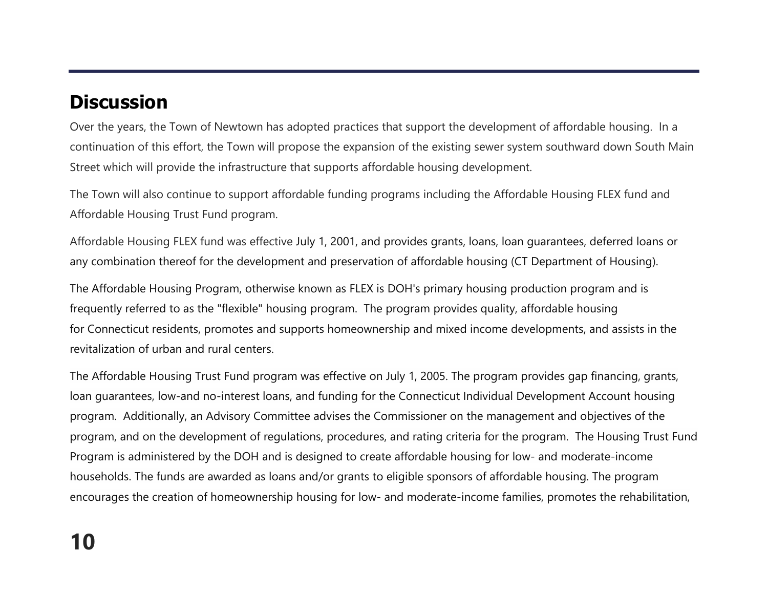## Discussion

Over the years, the Town of Newtown has adopted practices that support the development of affordable housing. In a continuation of this effort, the Town will propose the expansion of the existing sewer system southward down South Main Street which will provide the infrastructure that supports affordable housing development.

The Town will also continue to support affordable funding programs including the Affordable Housing FLEX fund and Affordable Housing Trust Fund program.

Affordable Housing FLEX fund was effective July 1, 2001, and provides grants, loans, loan guarantees, deferred loans or any combination thereof for the development and preservation of affordable housing (CT Department of Housing).

The Affordable Housing Program, otherwise known as FLEX is DOH's primary housing production program and is frequently referred to as the "flexible" housing program. The program provides quality, affordable housing for Connecticut residents, promotes and supports homeownership and mixed income developments, and assists in the revitalization of urban and rural centers.

The Affordable Housing Trust Fund program was effective on July 1, 2005. The program provides gap financing, grants, loan guarantees, low-and no-interest loans, and funding for the Connecticut Individual Development Account housing program. Additionally, an Advisory Committee advises the Commissioner on the management and objectives of the program, and on the development of regulations, procedures, and rating criteria for the program. The Housing Trust Fund Program is administered by the DOH and is designed to create affordable housing for low- and moderate-income households. The funds are awarded as loans and/or grants to eligible sponsors of affordable housing. The program encourages the creation of homeownership housing for low- and moderate-income families, promotes the rehabilitation,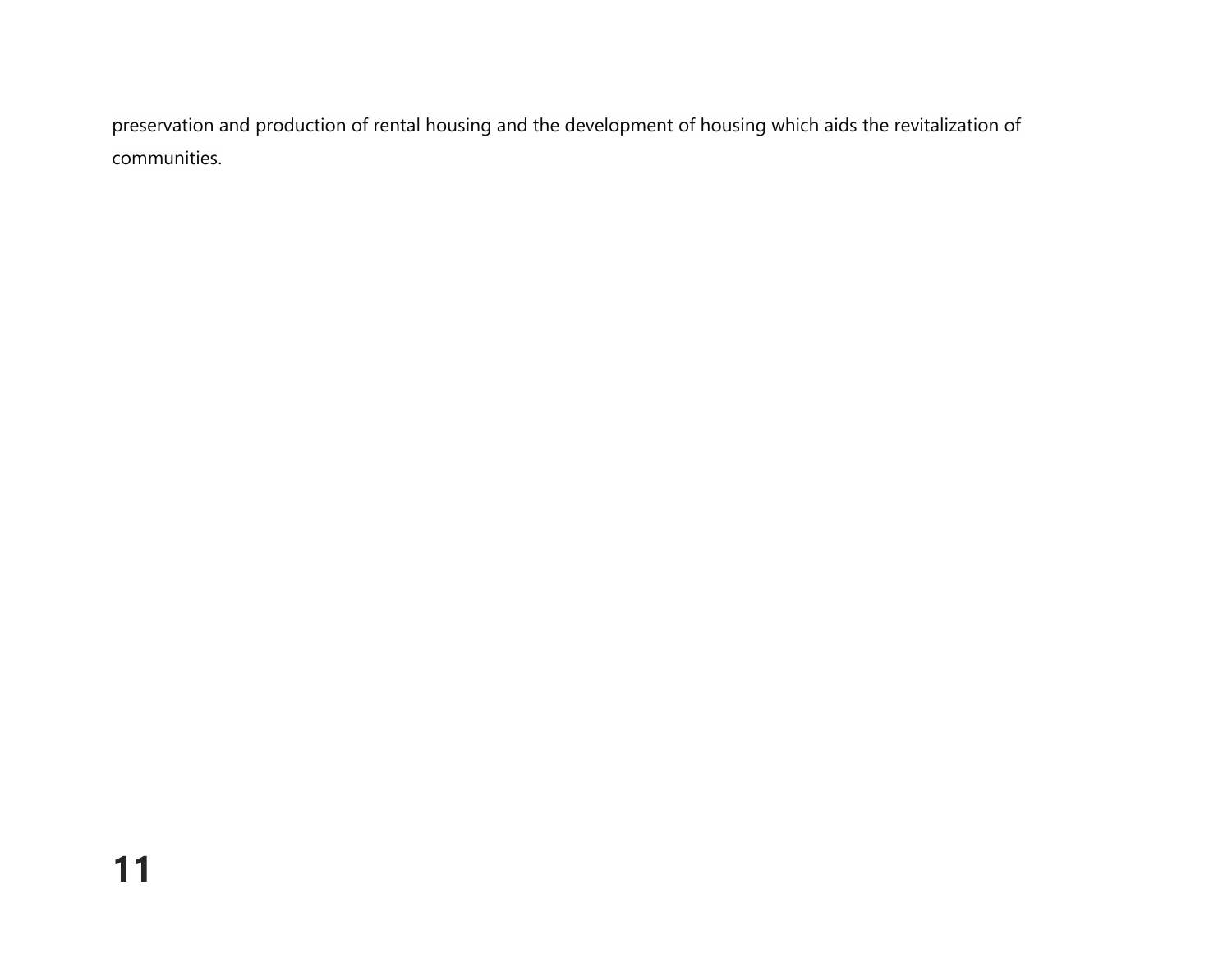preservation and production of rental housing and the development of housing which aids the revitalization of communities.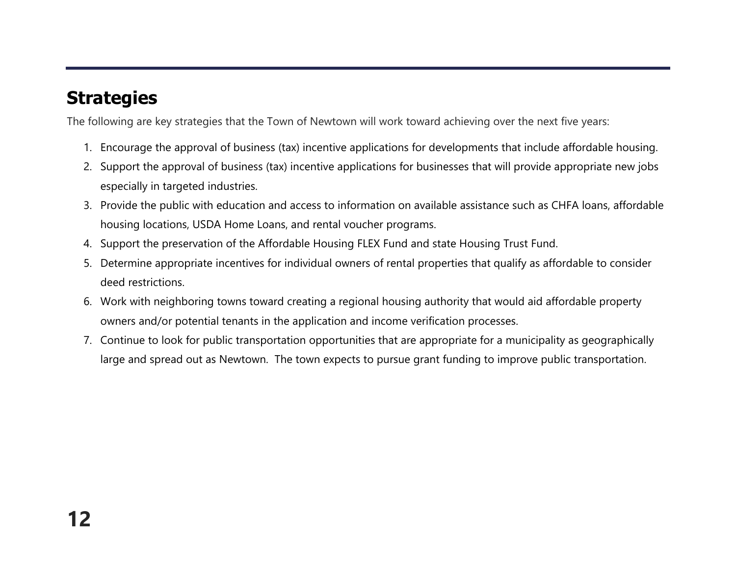## Strategies

The following are key strategies that the Town of Newtown will work toward achieving over the next five years:

1. Encourage the approval of business (tax) incentive applications for developments that include affordable housing.
2. Support the approval of business (tax) incentive applications for businesses that will provide appropriate new jobs especially in targeted industries.
3. Provide the public with education and access to information on available assistance such as CHFA loans, affordable housing locations, USDA Home Loans, and rental voucher programs.
4. Support the preservation of the Affordable Housing FLEX Fund and state Housing Trust Fund.
5. Determine appropriate incentives for individual owners of rental properties that qualify as affordable to consider deed restrictions.
6. Work with neighboring towns toward creating a regional housing authority that would aid affordable property owners and/or potential tenants in the application and income verification processes.
7. Continue to look for public transportation opportunities that are appropriate for a municipality as geographically large and spread out as Newtown. The town expects to pursue grant funding to improve public transportation.